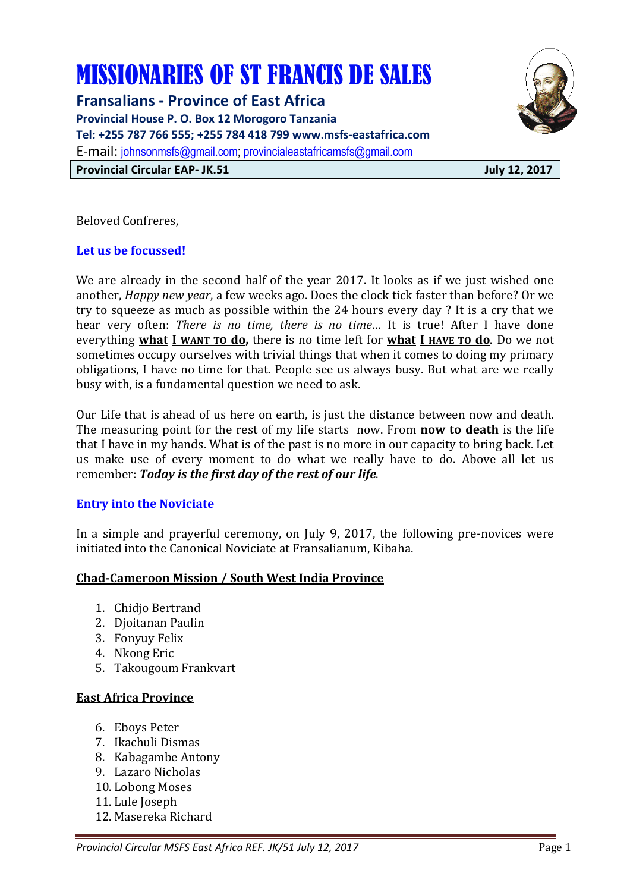# MISSIONARIES OF ST FRANCIS DE SALES

**Fransalians - Province of East Africa**

**Provincial House P. O. Box 12 Morogoro Tanzania**

**Tel: +255 787 766 555; +255 784 418 799 www.msfs-eastafrica.com**

E-mail: johnsonmsfs@gmail.com; provincialeastafricamsfs@gmail.com

**Provincial Circular EAP- JK.51** **July 12, 2017**

Beloved Confreres,

### Let us be focussed!

We are already in the second half of the year 2017. It looks as if we just wished one another, *Happy new year*, a few weeks ago. Does the clock tick faster than before? Or we try to squeeze as much as possible within the 24 hours every day ? It is a cry that we hear very often: *There is no time, there is no time…* It is true! After I have done everything **what I WANT TO do,** there is no time left for **what I HAVE TO do**. Do we not sometimes occupy ourselves with trivial things that when it comes to doing my primary obligations, I have no time for that. People see us always busy. But what are we really busy with, is a fundamental question we need to ask.

Our Life that is ahead of us here on earth, is just the distance between now and death. The measuring point for the rest of my life starts now. From **now to death** is the life that I have in my hands. What is of the past is no more in our capacity to bring back. Let us make use of every moment to do what we really have to do. Above all let us remember: ***Today is the first day of the rest of our life***.

### Entry into the Noviciate

In a simple and prayerful ceremony, on July 9, 2017, the following pre-novices were initiated into the Canonical Noviciate at Fransalianum, Kibaha.

**Chad-Cameroon Mission / South West India Province**

1. Chidjo Bertrand
2. Djoitanan Paulin
3. Fonyuy Felix
4. Nkong Eric
5. Takougoum Frankvart

**East Africa Province**

6. Eboys Peter
7. Ikachuli Dismas
8. Kabagambe Antony
9. Lazaro Nicholas
10. Lobong Moses
11. Lule Joseph
12. Masereka Richard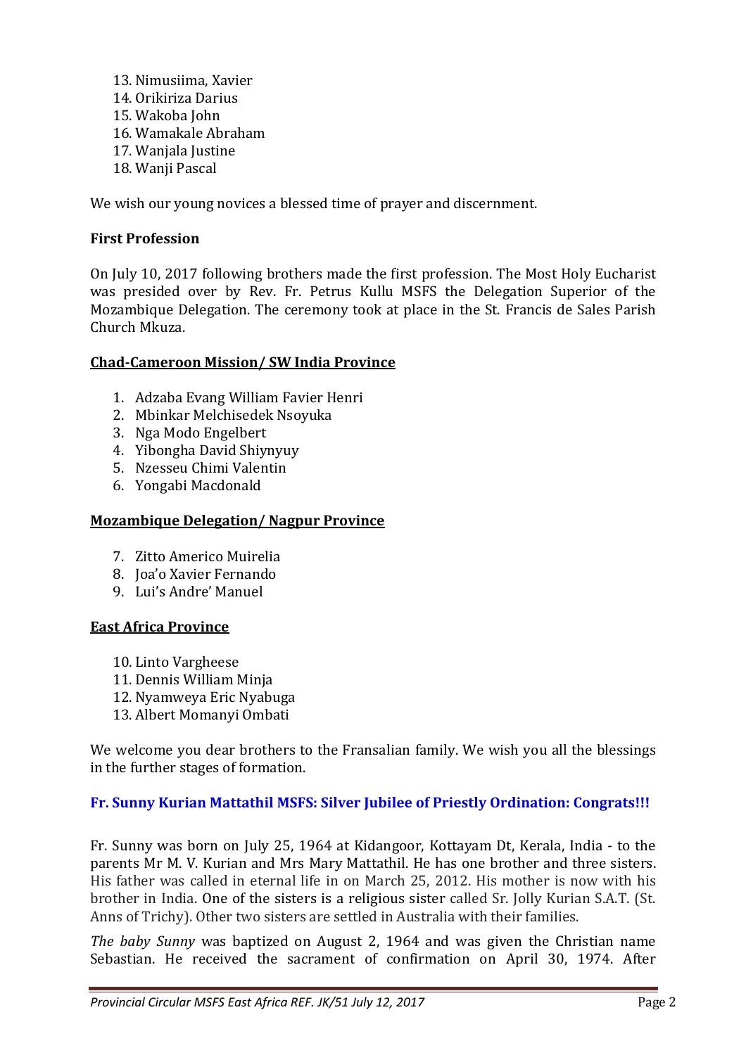13. Nimusiima, Xavier
14. Orikiriza Darius
15. Wakoba John
16. Wamakale Abraham
17. Wanjala Justine
18. Wanji Pascal

We wish our young novices a blessed time of prayer and discernment.

**First Profession**

On July 10, 2017 following brothers made the first profession. The Most Holy Eucharist was presided over by Rev. Fr. Petrus Kullu MSFS the Delegation Superior of the Mozambique Delegation. The ceremony took at place in the St. Francis de Sales Parish Church Mkuza.

**<u>Chad-Cameroon Mission/ SW India Province</u>**

1. Adzaba Evang William Favier Henri
2. Mbinkar Melchisedek Nsoyuka
3. Nga Modo Engelbert
4. Yibongha David Shiynyuy
5. Nzesseu Chimi Valentin
6. Yongabi Macdonald

**<u>Mozambique Delegation/ Nagpur Province</u>**

7. Zitto Americo Muirelia
8. Joa'o Xavier Fernando
9. Lui's Andre' Manuel

**<u>East Africa Province</u>**

10. Linto Vargheese
11. Dennis William Minja
12. Nyamweya Eric Nyabuga
13. Albert Momanyi Ombati

We welcome you dear brothers to the Fransalian family. We wish you all the blessings in the further stages of formation.

**Fr. Sunny Kurian Mattathil MSFS: Silver Jubilee of Priestly Ordination: Congrats!!!**

Fr. Sunny was born on July 25, 1964 at Kidangoor, Kottayam Dt, Kerala, India - to the parents Mr M. V. Kurian and Mrs Mary Mattathil. He has one brother and three sisters. His father was called in eternal life in on March 25, 2012. His mother is now with his brother in India. One of the sisters is a religious sister called Sr. Jolly Kurian S.A.T. (St. Anns of Trichy). Other two sisters are settled in Australia with their families.

*The baby Sunny* was baptized on August 2, 1964 and was given the Christian name Sebastian. He received the sacrament of confirmation on April 30, 1974. After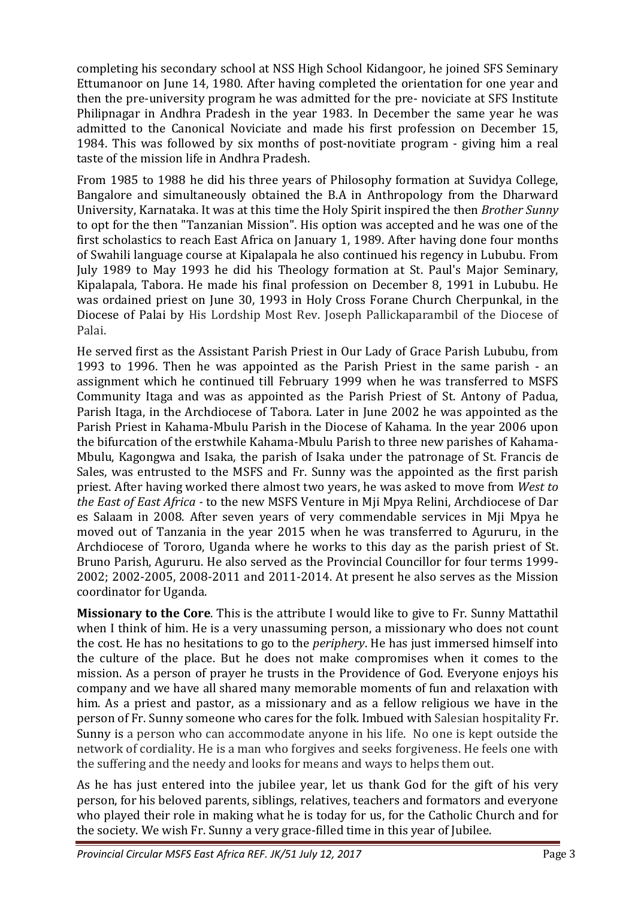completing his secondary school at NSS High School Kidangoor, he joined SFS Seminary Ettumanoor on June 14, 1980. After having completed the orientation for one year and then the pre-university program he was admitted for the pre- noviciate at SFS Institute Philipnagar in Andhra Pradesh in the year 1983. In December the same year he was admitted to the Canonical Noviciate and made his first profession on December 15, 1984. This was followed by six months of post-novitiate program - giving him a real taste of the mission life in Andhra Pradesh.

From 1985 to 1988 he did his three years of Philosophy formation at Suvidya College, Bangalore and simultaneously obtained the B.A in Anthropology from the Dharward University, Karnataka. It was at this time the Holy Spirit inspired the then *Brother Sunny* to opt for the then "Tanzanian Mission". His option was accepted and he was one of the first scholastics to reach East Africa on January 1, 1989. After having done four months of Swahili language course at Kipalapala he also continued his regency in Lububu. From July 1989 to May 1993 he did his Theology formation at St. Paul's Major Seminary, Kipalapala, Tabora. He made his final profession on December 8, 1991 in Lububu. He was ordained priest on June 30, 1993 in Holy Cross Forane Church Cherpunkal, in the Diocese of Palai by His Lordship Most Rev. Joseph Pallickaparambil of the Diocese of Palai.

He served first as the Assistant Parish Priest in Our Lady of Grace Parish Lububu, from 1993 to 1996. Then he was appointed as the Parish Priest in the same parish - an assignment which he continued till February 1999 when he was transferred to MSFS Community Itaga and was as appointed as the Parish Priest of St. Antony of Padua, Parish Itaga, in the Archdiocese of Tabora. Later in June 2002 he was appointed as the Parish Priest in Kahama-Mbulu Parish in the Diocese of Kahama. In the year 2006 upon the bifurcation of the erstwhile Kahama-Mbulu Parish to three new parishes of Kahama-Mbulu, Kagongwa and Isaka, the parish of Isaka under the patronage of St. Francis de Sales, was entrusted to the MSFS and Fr. Sunny was the appointed as the first parish priest. After having worked there almost two years, he was asked to move from *West to the East of East Africa* - to the new MSFS Venture in Mji Mpya Relini, Archdiocese of Dar es Salaam in 2008. After seven years of very commendable services in Mji Mpya he moved out of Tanzania in the year 2015 when he was transferred to Agururu, in the Archdiocese of Tororo, Uganda where he works to this day as the parish priest of St. Bruno Parish, Agururu. He also served as the Provincial Councillor for four terms 1999-2002; 2002-2005, 2008-2011 and 2011-2014. At present he also serves as the Mission coordinator for Uganda.

**Missionary to the Core**. This is the attribute I would like to give to Fr. Sunny Mattathil when I think of him. He is a very unassuming person, a missionary who does not count the cost. He has no hesitations to go to the *periphery*. He has just immersed himself into the culture of the place. But he does not make compromises when it comes to the mission. As a person of prayer he trusts in the Providence of God. Everyone enjoys his company and we have all shared many memorable moments of fun and relaxation with him. As a priest and pastor, as a missionary and as a fellow religious we have in the person of Fr. Sunny someone who cares for the folk. Imbued with Salesian hospitality Fr. Sunny is a person who can accommodate anyone in his life. No one is kept outside the network of cordiality. He is a man who forgives and seeks forgiveness. He feels one with the suffering and the needy and looks for means and ways to helps them out.

As he has just entered into the jubilee year, let us thank God for the gift of his very person, for his beloved parents, siblings, relatives, teachers and formators and everyone who played their role in making what he is today for us, for the Catholic Church and for the society. We wish Fr. Sunny a very grace-filled time in this year of Jubilee.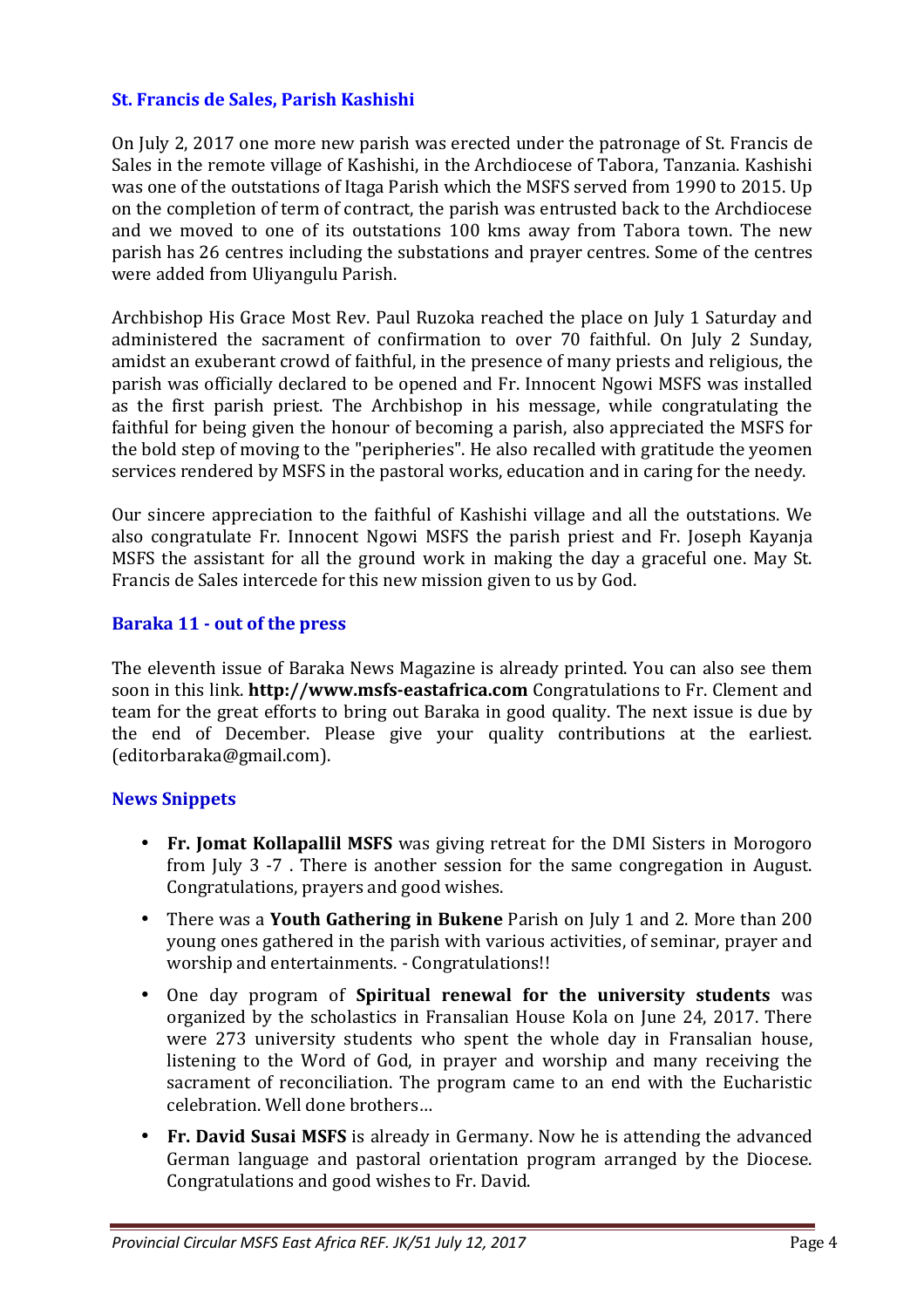### St. Francis de Sales, Parish Kashishi

On July 2, 2017 one more new parish was erected under the patronage of St. Francis de Sales in the remote village of Kashishi, in the Archdiocese of Tabora, Tanzania. Kashishi was one of the outstations of Itaga Parish which the MSFS served from 1990 to 2015. Up on the completion of term of contract, the parish was entrusted back to the Archdiocese and we moved to one of its outstations 100 kms away from Tabora town. The new parish has 26 centres including the substations and prayer centres. Some of the centres were added from Uliyangulu Parish.

Archbishop His Grace Most Rev. Paul Ruzoka reached the place on July 1 Saturday and administered the sacrament of confirmation to over 70 faithful. On July 2 Sunday, amidst an exuberant crowd of faithful, in the presence of many priests and religious, the parish was officially declared to be opened and Fr. Innocent Ngowi MSFS was installed as the first parish priest. The Archbishop in his message, while congratulating the faithful for being given the honour of becoming a parish, also appreciated the MSFS for the bold step of moving to the "peripheries". He also recalled with gratitude the yeomen services rendered by MSFS in the pastoral works, education and in caring for the needy.

Our sincere appreciation to the faithful of Kashishi village and all the outstations. We also congratulate Fr. Innocent Ngowi MSFS the parish priest and Fr. Joseph Kayanja MSFS the assistant for all the ground work in making the day a graceful one. May St. Francis de Sales intercede for this new mission given to us by God.

### Baraka 11 - out of the press

The eleventh issue of Baraka News Magazine is already printed. You can also see them soon in this link. **http://www.msfs-eastafrica.com** Congratulations to Fr. Clement and team for the great efforts to bring out Baraka in good quality. The next issue is due by the end of December. Please give your quality contributions at the earliest. (editorbaraka@gmail.com).

### News Snippets

- **Fr. Jomat Kollapallil MSFS** was giving retreat for the DMI Sisters in Morogoro from July 3 -7 . There is another session for the same congregation in August. Congratulations, prayers and good wishes.
- There was a **Youth Gathering in Bukene** Parish on July 1 and 2. More than 200 young ones gathered in the parish with various activities, of seminar, prayer and worship and entertainments. - Congratulations!!
- One day program of **Spiritual renewal for the university students** was organized by the scholastics in Fransalian House Kola on June 24, 2017. There were 273 university students who spent the whole day in Fransalian house, listening to the Word of God, in prayer and worship and many receiving the sacrament of reconciliation. The program came to an end with the Eucharistic celebration. Well done brothers…
- **Fr. David Susai MSFS** is already in Germany. Now he is attending the advanced German language and pastoral orientation program arranged by the Diocese. Congratulations and good wishes to Fr. David.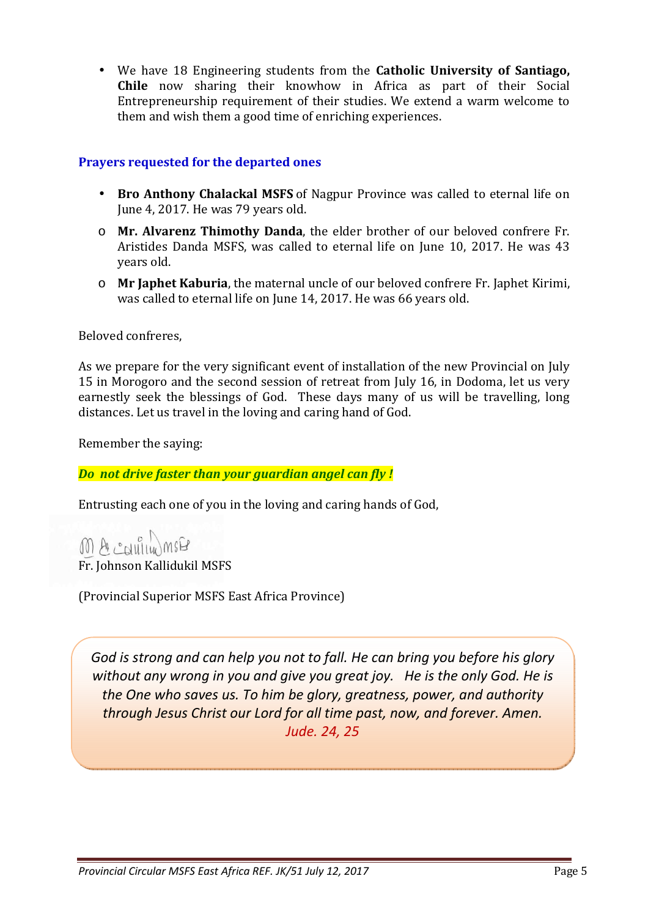- We have 18 Engineering students from the **Catholic University of Santiago, Chile** now sharing their knowhow in Africa as part of their Social Entrepreneurship requirement of their studies. We extend a warm welcome to them and wish them a good time of enriching experiences.

### Prayers requested for the departed ones

- **Bro Anthony Chalackal MSFS** of Nagpur Province was called to eternal life on June 4, 2017. He was 79 years old.
  - **Mr. Alvarenz Thimothy Danda**, the elder brother of our beloved confrere Fr. Aristides Danda MSFS, was called to eternal life on June 10, 2017. He was 43 years old.
  - **Mr Japhet Kaburia**, the maternal uncle of our beloved confrere Fr. Japhet Kirimi, was called to eternal life on June 14, 2017. He was 66 years old.

Beloved confreres,

As we prepare for the very significant event of installation of the new Provincial on July 15 in Morogoro and the second session of retreat from July 16, in Dodoma, let us very earnestly seek the blessings of God. These days many of us will be travelling, long distances. Let us travel in the loving and caring hand of God.

Remember the saying:

***Do not drive faster than your guardian angel can fly !***

Entrusting each one of you in the loving and caring hands of God,

Fr. Johnson Kallidukil MSFS

(Provincial Superior MSFS East Africa Province)

*God is strong and can help you not to fall. He can bring you before his glory without any wrong in you and give you great joy. He is the only God. He is the One who saves us. To him be glory, greatness, power, and authority through Jesus Christ our Lord for all time past, now, and forever. Amen.*
*Jude. 24, 25*